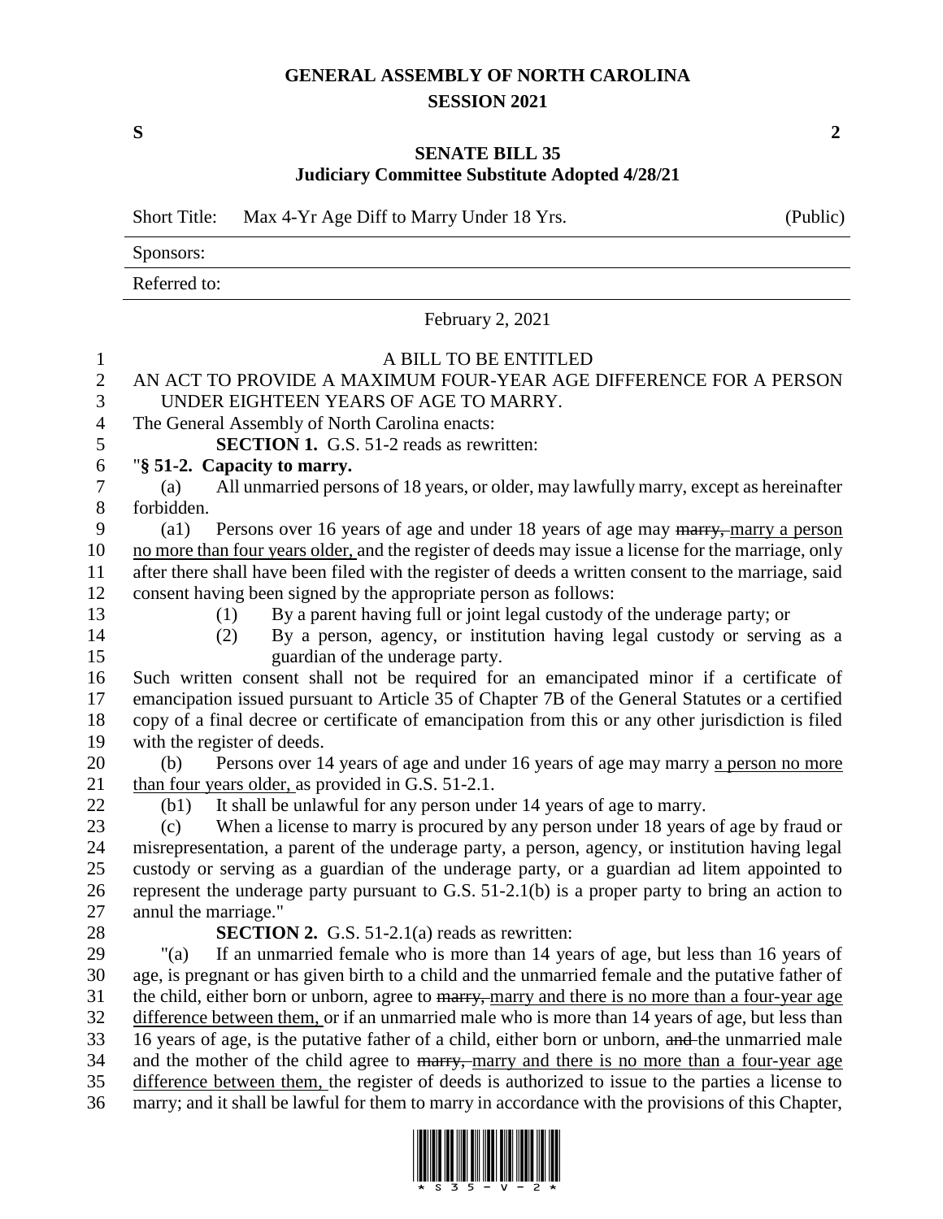# GENERAL ASSEMBLY OF NORTH CAROLINA
## SESSION 2021

**S** **2**

## SENATE BILL 35
### Judiciary Committee Substitute Adopted 4/28/21

Short Title: Max 4-Yr Age Diff to Marry Under 18 Yrs. (Public)

Sponsors:

Referred to:

February 2, 2021

A BILL TO BE ENTITLED

AN ACT TO PROVIDE A MAXIMUM FOUR-YEAR AGE DIFFERENCE FOR A PERSON UNDER EIGHTEEN YEARS OF AGE TO MARRY.

The General Assembly of North Carolina enacts:

**SECTION 1.** G.S. 51-2 reads as rewritten:

"**§ 51-2. Capacity to marry.**

(a) All unmarried persons of 18 years, or older, may lawfully marry, except as hereinafter forbidden.

(a1) Persons over 16 years of age and under 18 years of age may ~~marry,~~ marry a person no more than four years older, and the register of deeds may issue a license for the marriage, only after there shall have been filed with the register of deeds a written consent to the marriage, said consent having been signed by the appropriate person as follows:

(1) By a parent having full or joint legal custody of the underage party; or

(2) By a person, agency, or institution having legal custody or serving as a guardian of the underage party.

Such written consent shall not be required for an emancipated minor if a certificate of emancipation issued pursuant to Article 35 of Chapter 7B of the General Statutes or a certified copy of a final decree or certificate of emancipation from this or any other jurisdiction is filed with the register of deeds.

(b) Persons over 14 years of age and under 16 years of age may marry a person no more than four years older, as provided in G.S. 51-2.1.

(b1) It shall be unlawful for any person under 14 years of age to marry.

(c) When a license to marry is procured by any person under 18 years of age by fraud or misrepresentation, a parent of the underage party, a person, agency, or institution having legal custody or serving as a guardian of the underage party, or a guardian ad litem appointed to represent the underage party pursuant to G.S. 51-2.1(b) is a proper party to bring an action to annul the marriage."

**SECTION 2.** G.S. 51-2.1(a) reads as rewritten:

"(a) If an unmarried female who is more than 14 years of age, but less than 16 years of age, is pregnant or has given birth to a child and the unmarried female and the putative father of the child, either born or unborn, agree to ~~marry,~~ marry and there is no more than a four-year age difference between them, or if an unmarried male who is more than 14 years of age, but less than 16 years of age, is the putative father of a child, either born or unborn, ~~and~~ the unmarried male and the mother of the child agree to ~~marry,~~ marry and there is no more than a four-year age difference between them, the register of deeds is authorized to issue to the parties a license to marry; and it shall be lawful for them to marry in accordance with the provisions of this Chapter,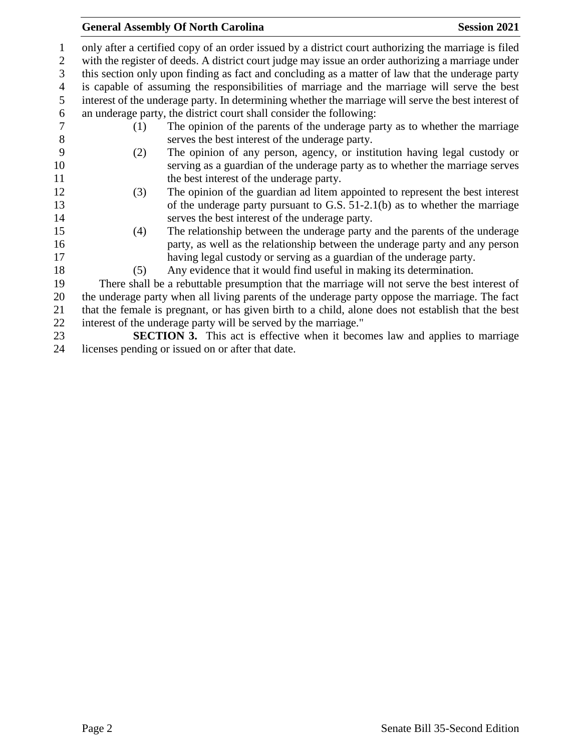only after a certified copy of an order issued by a district court authorizing the marriage is filed with the register of deeds. A district court judge may issue an order authorizing a marriage under this section only upon finding as fact and concluding as a matter of law that the underage party is capable of assuming the responsibilities of marriage and the marriage will serve the best interest of the underage party. In determining whether the marriage will serve the best interest of an underage party, the district court shall consider the following:

(1) The opinion of the parents of the underage party as to whether the marriage serves the best interest of the underage party.

(2) The opinion of any person, agency, or institution having legal custody or serving as a guardian of the underage party as to whether the marriage serves the best interest of the underage party.

(3) The opinion of the guardian ad litem appointed to represent the best interest of the underage party pursuant to G.S. 51-2.1(b) as to whether the marriage serves the best interest of the underage party.

(4) The relationship between the underage party and the parents of the underage party, as well as the relationship between the underage party and any person having legal custody or serving as a guardian of the underage party.

(5) Any evidence that it would find useful in making its determination.

There shall be a rebuttable presumption that the marriage will not serve the best interest of the underage party when all living parents of the underage party oppose the marriage. The fact that the female is pregnant, or has given birth to a child, alone does not establish that the best interest of the underage party will be served by the marriage."

**SECTION 3.** This act is effective when it becomes law and applies to marriage licenses pending or issued on or after that date.